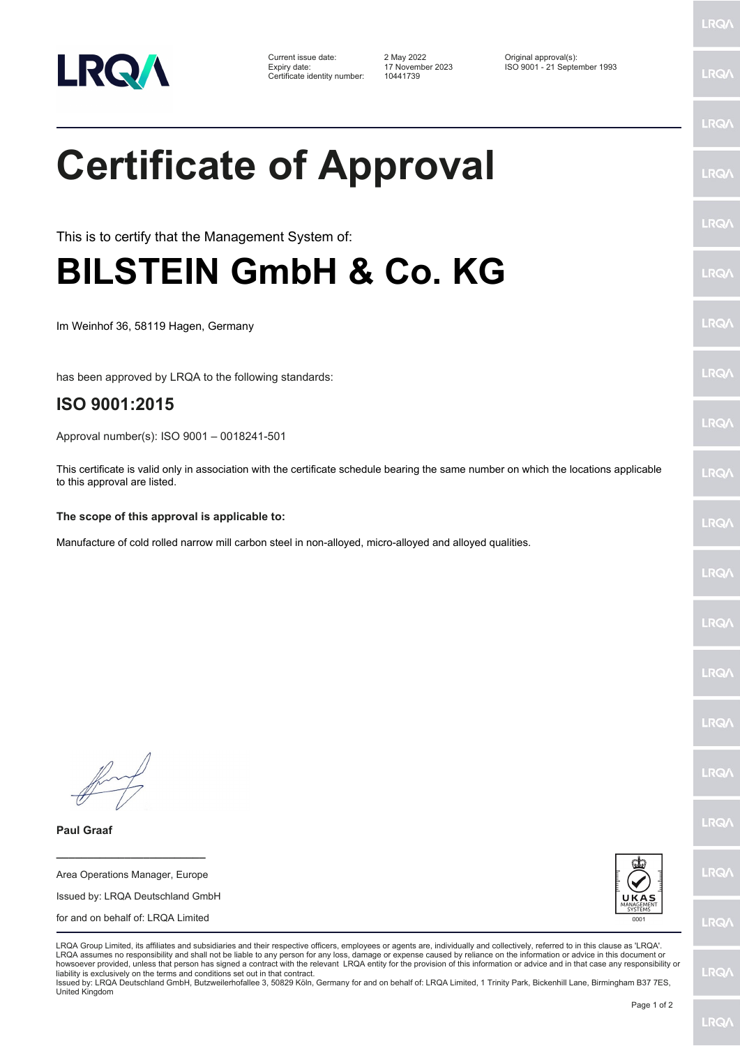LRQA

Current issue date: 2 May 2022
Expiry date: 17 November 2023
Certificate identity number: 10441739

Original approval(s):
ISO 9001 - 21 September 1993

# Certificate of Approval

This is to certify that the Management System of:

# BILSTEIN GmbH & Co. KG

Im Weinhof 36, 58119 Hagen, Germany

has been approved by LRQA to the following standards:

## ISO 9001:2015

Approval number(s): ISO 9001 – 0018241-501

This certificate is valid only in association with the certificate schedule bearing the same number on which the locations applicable to this approval are listed.

**The scope of this approval is applicable to:**

Manufacture of cold rolled narrow mill carbon steel in non-alloyed, micro-alloyed and alloyed qualities.

**Paul Graaf**

Area Operations Manager, Europe

Issued by: LRQA Deutschland GmbH

for and on behalf of: LRQA Limited

UKAS MANAGEMENT SYSTEMS 0001

LRQA Group Limited, its affiliates and subsidiaries and their respective officers, employees or agents are, individually and collectively, referred to in this clause as 'LRQA'. LRQA assumes no responsibility and shall not be liable to any person for any loss, damage or expense caused by reliance on the information or advice in this document or howsoever provided, unless that person has signed a contract with the relevant LRQA entity for the provision of this information or advice and in that case any responsibility or liability is exclusively on the terms and conditions set out in that contract.
Issued by: LRQA Deutschland GmbH, Butzweilerhofallee 3, 50829 Köln, Germany for and on behalf of: LRQA Limited, 1 Trinity Park, Bickenhill Lane, Birmingham B37 7ES, United Kingdom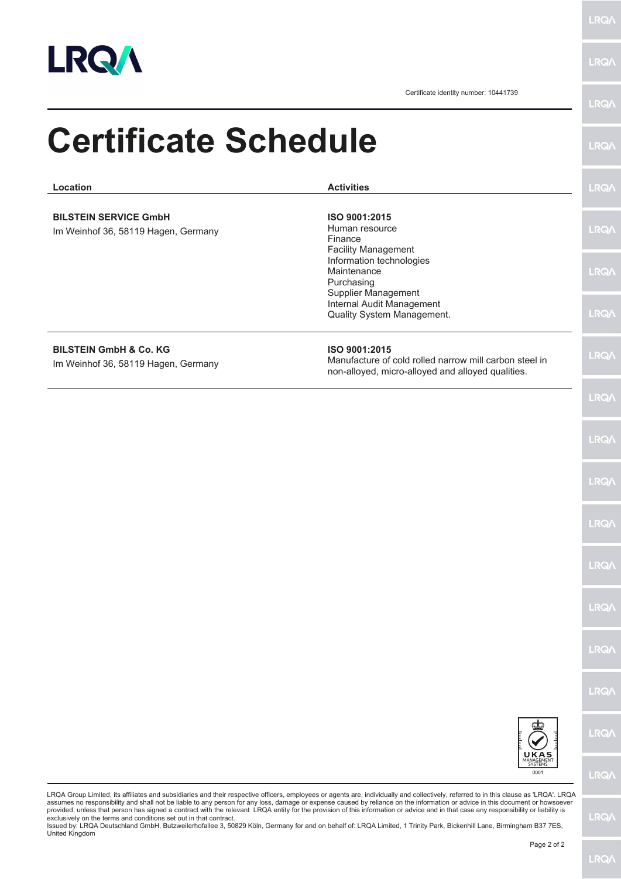Certificate identity number: 10441739

# Certificate Schedule

| Location | Activities |
| --- | --- |
| **BILSTEIN SERVICE GmbH**<br>Im Weinhof 36, 58119 Hagen, Germany | **ISO 9001:2015**<br>Human resource<br>Finance<br>Facility Management<br>Information technologies<br>Maintenance<br>Purchasing<br>Supplier Management<br>Internal Audit Management<br>Quality System Management. |
| **BILSTEIN GmbH & Co. KG**<br>Im Weinhof 36, 58119 Hagen, Germany | **ISO 9001:2015**<br>Manufacture of cold rolled narrow mill carbon steel in non-alloyed, micro-alloyed and alloyed qualities. |

UKAS MANAGEMENT SYSTEMS 0001

LRQA Group Limited, its affiliates and subsidiaries and their respective officers, employees or agents are, individually and collectively, referred to in this clause as 'LRQA'. LRQA assumes no responsibility and shall not be liable to any person for any loss, damage or expense caused by reliance on the information or advice in this document or howsoever provided, unless that person has signed a contract with the relevant LRQA entity for the provision of this information or advice and in that case any responsibility or liability is exclusively on the terms and conditions set out in that contract.
Issued by: LRQA Deutschland GmbH, Butzweilerhofallee 3, 50829 Köln, Germany for and on behalf of: LRQA Limited, 1 Trinity Park, Bickenhill Lane, Birmingham B37 7ES, United Kingdom